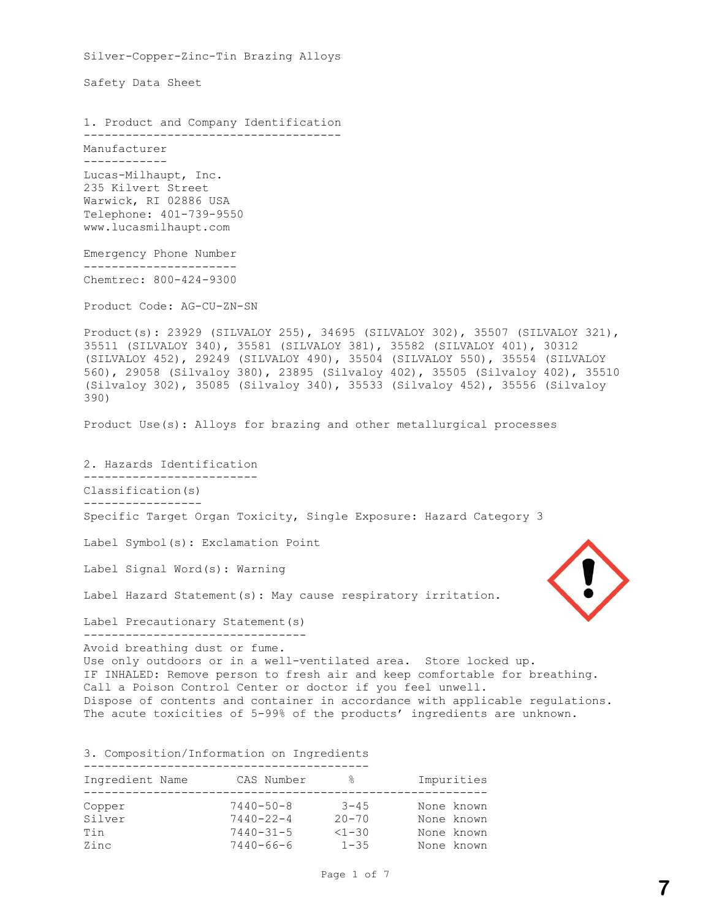Silver-Copper-Zinc-Tin Brazing Alloys

Safety Data Sheet

## 1. Product and Company Identification

### Manufacturer

Lucas-Milhaupt, Inc.
235 Kilvert Street
Warwick, RI 02886 USA
Telephone: 401-739-9550
www.lucasmilhaupt.com

### Emergency Phone Number

Chemtrec: 800-424-9300

Product Code: AG-CU-ZN-SN

Product(s): 23929 (SILVALOY 255), 34695 (SILVALOY 302), 35507 (SILVALOY 321), 35511 (SILVALOY 340), 35581 (SILVALOY 381), 35582 (SILVALOY 401), 30312 (SILVALOY 452), 29249 (SILVALOY 490), 35504 (SILVALOY 550), 35554 (SILVALOY 560), 29058 (Silvaloy 380), 23895 (Silvaloy 402), 35505 (Silvaloy 402), 35510 (Silvaloy 302), 35085 (Silvaloy 340), 35533 (Silvaloy 452), 35556 (Silvaloy 390)

Product Use(s): Alloys for brazing and other metallurgical processes

## 2. Hazards Identification

### Classification(s)

Specific Target Organ Toxicity, Single Exposure: Hazard Category 3

Label Symbol(s): Exclamation Point

Label Signal Word(s): Warning

Label Hazard Statement(s): May cause respiratory irritation.

### Label Precautionary Statement(s)

Avoid breathing dust or fume.
Use only outdoors or in a well-ventilated area. Store locked up.
IF INHALED: Remove person to fresh air and keep comfortable for breathing.
Call a Poison Control Center or doctor if you feel unwell.
Dispose of contents and container in accordance with applicable regulations.
The acute toxicities of 5-99% of the products' ingredients are unknown.

## 3. Composition/Information on Ingredients

| Ingredient Name | CAS Number | % | Impurities |
|---|---|---|---|
| Copper | 7440-50-8 | 3-45 | None known |
| Silver | 7440-22-4 | 20-70 | None known |
| Tin | 7440-31-5 | <1-30 | None known |
| Zinc | 7440-66-6 | 1-35 | None known |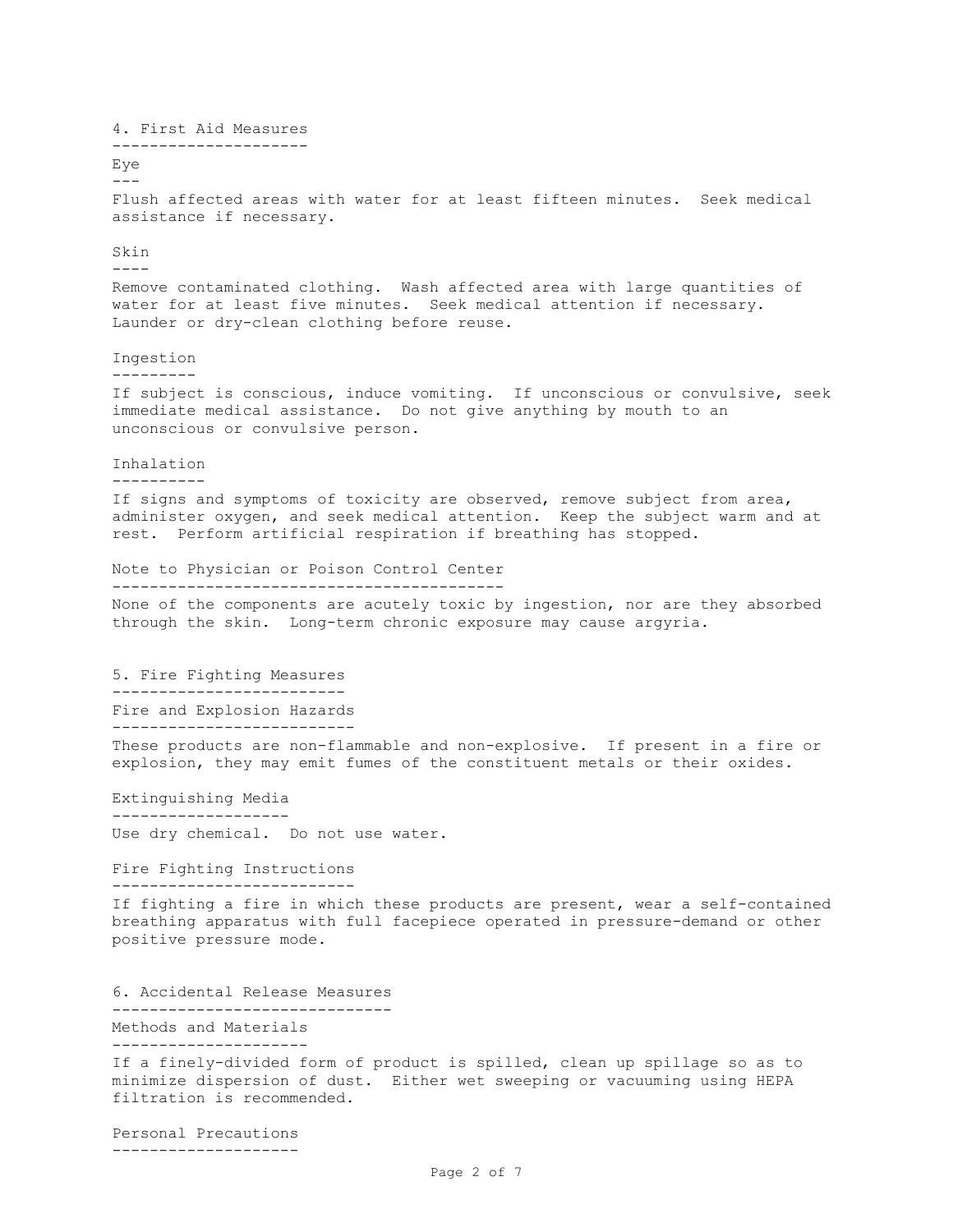## 4. First Aid Measures

### Eye

Flush affected areas with water for at least fifteen minutes. Seek medical assistance if necessary.

### Skin

Remove contaminated clothing. Wash affected area with large quantities of water for at least five minutes. Seek medical attention if necessary. Launder or dry-clean clothing before reuse.

### Ingestion

If subject is conscious, induce vomiting. If unconscious or convulsive, seek immediate medical assistance. Do not give anything by mouth to an unconscious or convulsive person.

### Inhalation

If signs and symptoms of toxicity are observed, remove subject from area, administer oxygen, and seek medical attention. Keep the subject warm and at rest. Perform artificial respiration if breathing has stopped.

### Note to Physician or Poison Control Center

None of the components are acutely toxic by ingestion, nor are they absorbed through the skin. Long-term chronic exposure may cause argyria.

## 5. Fire Fighting Measures

### Fire and Explosion Hazards

These products are non-flammable and non-explosive. If present in a fire or explosion, they may emit fumes of the constituent metals or their oxides.

### Extinguishing Media

Use dry chemical. Do not use water.

### Fire Fighting Instructions

If fighting a fire in which these products are present, wear a self-contained breathing apparatus with full facepiece operated in pressure-demand or other positive pressure mode.

## 6. Accidental Release Measures

### Methods and Materials

If a finely-divided form of product is spilled, clean up spillage so as to minimize dispersion of dust. Either wet sweeping or vacuuming using HEPA filtration is recommended.

### Personal Precautions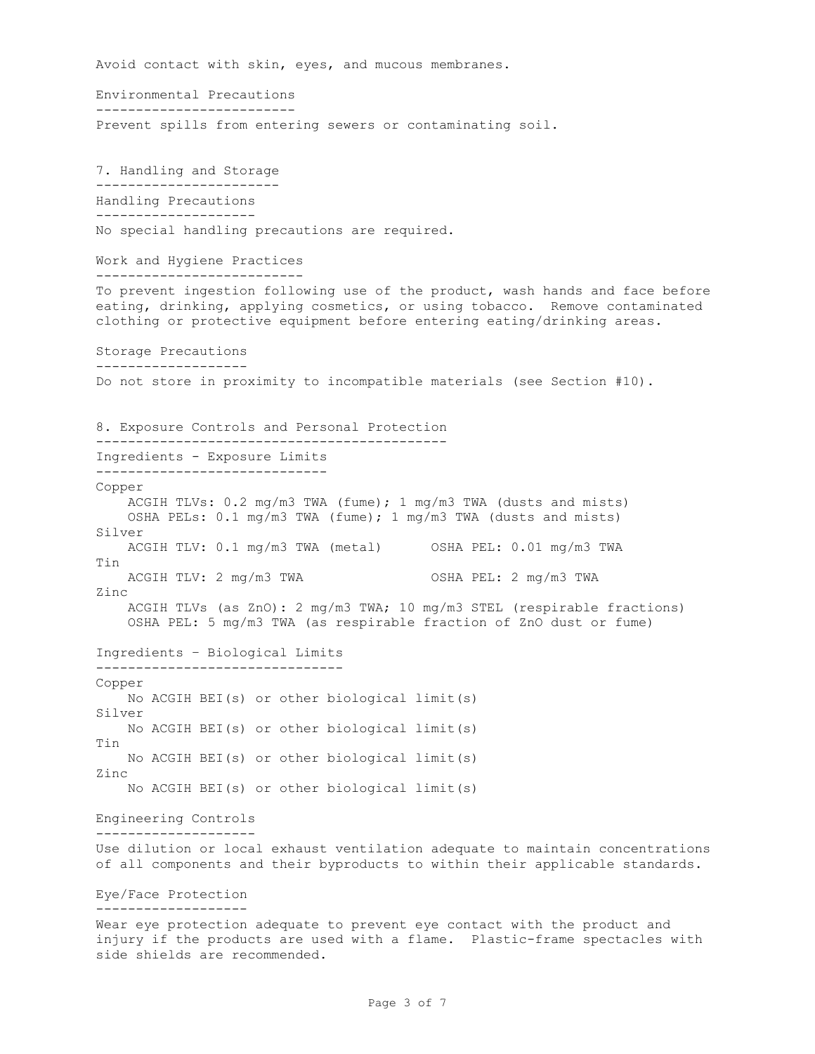Avoid contact with skin, eyes, and mucous membranes.

### Environmental Precautions

Prevent spills from entering sewers or contaminating soil.

## 7. Handling and Storage

### Handling Precautions

No special handling precautions are required.

### Work and Hygiene Practices

To prevent ingestion following use of the product, wash hands and face before eating, drinking, applying cosmetics, or using tobacco. Remove contaminated clothing or protective equipment before entering eating/drinking areas.

### Storage Precautions

Do not store in proximity to incompatible materials (see Section #10).

## 8. Exposure Controls and Personal Protection

### Ingredients - Exposure Limits

Copper
- ACGIH TLVs: 0.2 mg/m3 TWA (fume); 1 mg/m3 TWA (dusts and mists)
- OSHA PELs: 0.1 mg/m3 TWA (fume); 1 mg/m3 TWA (dusts and mists)

Silver
- ACGIH TLV: 0.1 mg/m3 TWA (metal)      OSHA PEL: 0.01 mg/m3 TWA

Tin
- ACGIH TLV: 2 mg/m3 TWA      OSHA PEL: 2 mg/m3 TWA

Zinc
- ACGIH TLVs (as ZnO): 2 mg/m3 TWA; 10 mg/m3 STEL (respirable fractions)
- OSHA PEL: 5 mg/m3 TWA (as respirable fraction of ZnO dust or fume)

### Ingredients – Biological Limits

Copper
- No ACGIH BEI(s) or other biological limit(s)

Silver
- No ACGIH BEI(s) or other biological limit(s)

Tin
- No ACGIH BEI(s) or other biological limit(s)

Zinc
- No ACGIH BEI(s) or other biological limit(s)

### Engineering Controls

Use dilution or local exhaust ventilation adequate to maintain concentrations of all components and their byproducts to within their applicable standards.

### Eye/Face Protection

Wear eye protection adequate to prevent eye contact with the product and injury if the products are used with a flame. Plastic-frame spectacles with side shields are recommended.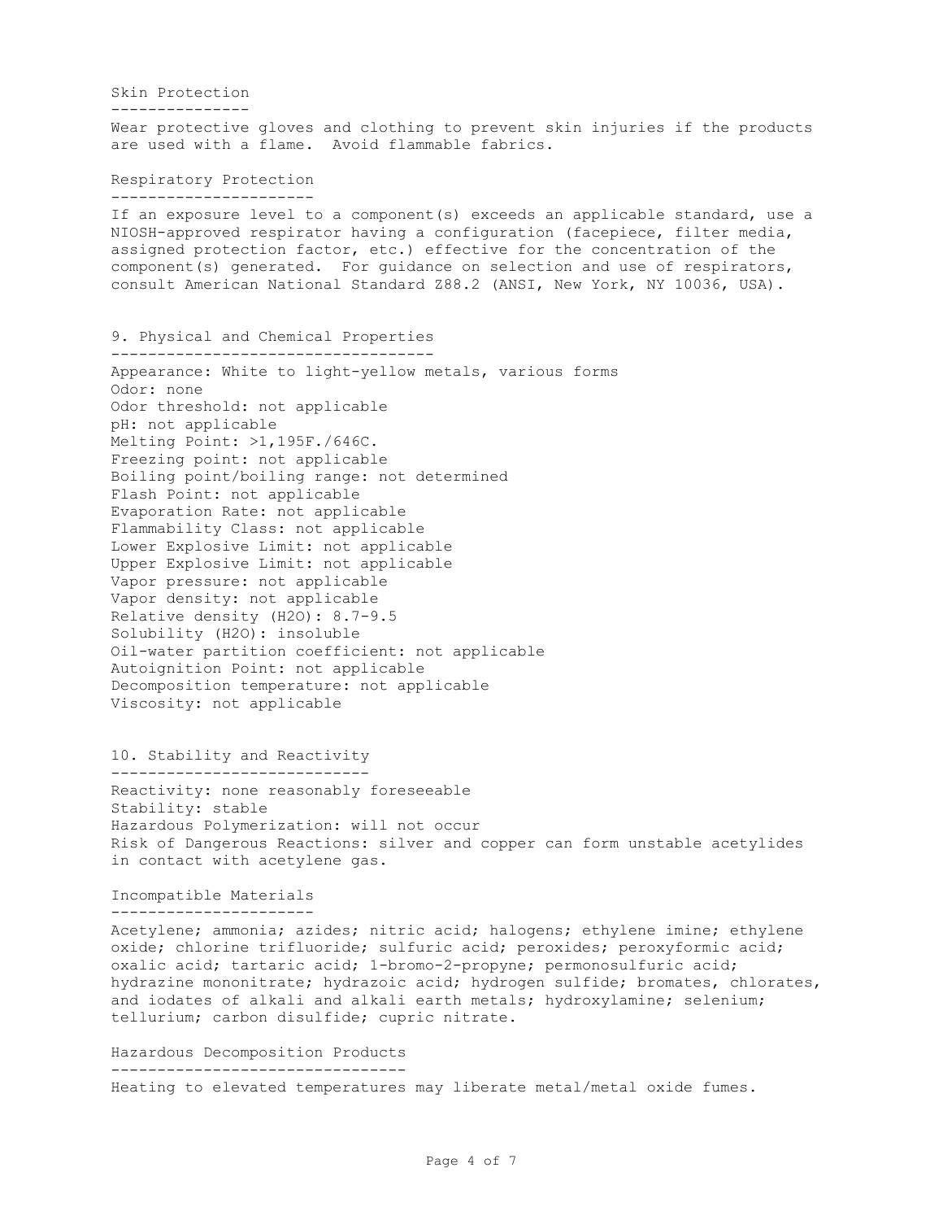### Skin Protection

Wear protective gloves and clothing to prevent skin injuries if the products are used with a flame. Avoid flammable fabrics.

### Respiratory Protection

If an exposure level to a component(s) exceeds an applicable standard, use a NIOSH-approved respirator having a configuration (facepiece, filter media, assigned protection factor, etc.) effective for the concentration of the component(s) generated. For guidance on selection and use of respirators, consult American National Standard Z88.2 (ANSI, New York, NY 10036, USA).

## 9. Physical and Chemical Properties

Appearance: White to light-yellow metals, various forms
Odor: none
Odor threshold: not applicable
pH: not applicable
Melting Point: >1,195F./646C.
Freezing point: not applicable
Boiling point/boiling range: not determined
Flash Point: not applicable
Evaporation Rate: not applicable
Flammability Class: not applicable
Lower Explosive Limit: not applicable
Upper Explosive Limit: not applicable
Vapor pressure: not applicable
Vapor density: not applicable
Relative density ($H_2O$): 8.7-9.5
Solubility ($H_2O$): insoluble
Oil-water partition coefficient: not applicable
Autoignition Point: not applicable
Decomposition temperature: not applicable
Viscosity: not applicable

## 10. Stability and Reactivity

Reactivity: none reasonably foreseeable
Stability: stable
Hazardous Polymerization: will not occur
Risk of Dangerous Reactions: silver and copper can form unstable acetylides in contact with acetylene gas.

### Incompatible Materials

Acetylene; ammonia; azides; nitric acid; halogens; ethylene imine; ethylene oxide; chlorine trifluoride; sulfuric acid; peroxides; peroxyformic acid; oxalic acid; tartaric acid; 1-bromo-2-propyne; permonosulfuric acid; hydrazine mononitrate; hydrazoic acid; hydrogen sulfide; bromates, chlorates, and iodates of alkali and alkali earth metals; hydroxylamine; selenium; tellurium; carbon disulfide; cupric nitrate.

### Hazardous Decomposition Products

Heating to elevated temperatures may liberate metal/metal oxide fumes.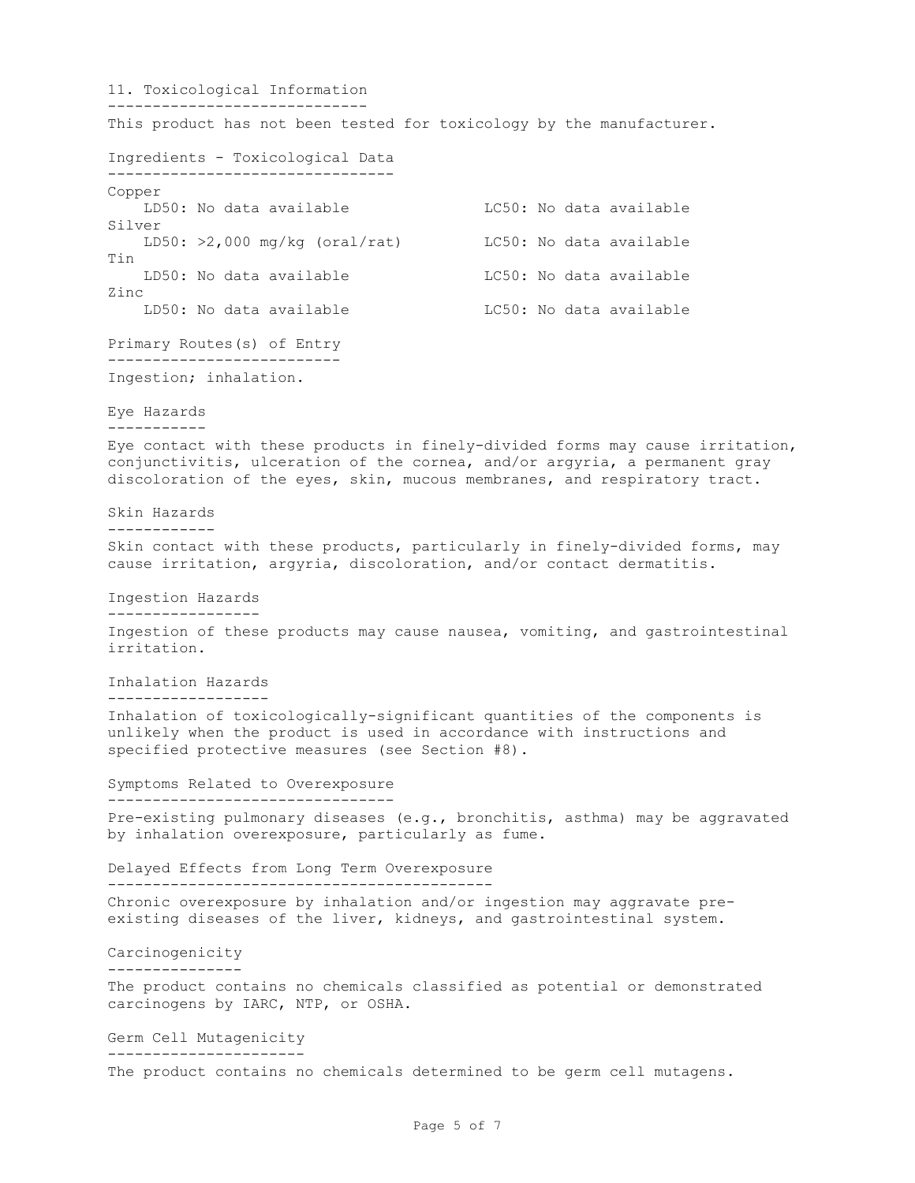## 11. Toxicological Information

This product has not been tested for toxicology by the manufacturer.

### Ingredients - Toxicological Data

| Ingredient | LD50 | LC50 |
| --- | --- | --- |
| Copper | No data available | No data available |
| Silver | >2,000 mg/kg (oral/rat) | No data available |
| Tin | No data available | No data available |
| Zinc | No data available | No data available |

### Primary Routes(s) of Entry

Ingestion; inhalation.

### Eye Hazards

Eye contact with these products in finely-divided forms may cause irritation, conjunctivitis, ulceration of the cornea, and/or argyria, a permanent gray discoloration of the eyes, skin, mucous membranes, and respiratory tract.

### Skin Hazards

Skin contact with these products, particularly in finely-divided forms, may cause irritation, argyria, discoloration, and/or contact dermatitis.

### Ingestion Hazards

Ingestion of these products may cause nausea, vomiting, and gastrointestinal irritation.

### Inhalation Hazards

Inhalation of toxicologically-significant quantities of the components is unlikely when the product is used in accordance with instructions and specified protective measures (see Section #8).

### Symptoms Related to Overexposure

Pre-existing pulmonary diseases (e.g., bronchitis, asthma) may be aggravated by inhalation overexposure, particularly as fume.

### Delayed Effects from Long Term Overexposure

Chronic overexposure by inhalation and/or ingestion may aggravate pre-existing diseases of the liver, kidneys, and gastrointestinal system.

### Carcinogenicity

The product contains no chemicals classified as potential or demonstrated carcinogens by IARC, NTP, or OSHA.

### Germ Cell Mutagenicity

The product contains no chemicals determined to be germ cell mutagens.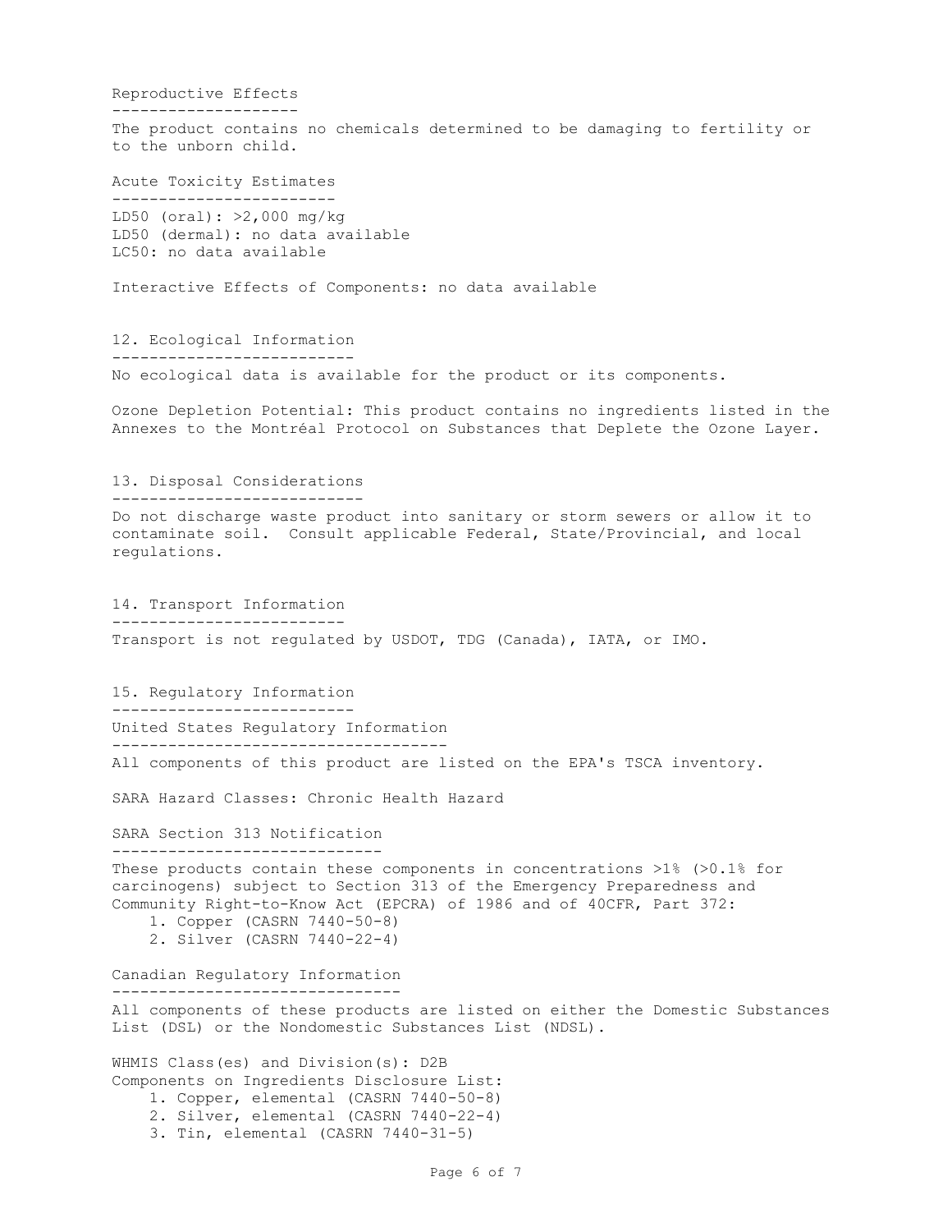### Reproductive Effects

The product contains no chemicals determined to be damaging to fertility or to the unborn child.

### Acute Toxicity Estimates

LD50 (oral): >2,000 mg/kg
LD50 (dermal): no data available
LC50: no data available

Interactive Effects of Components: no data available

## 12. Ecological Information

No ecological data is available for the product or its components.

Ozone Depletion Potential: This product contains no ingredients listed in the Annexes to the Montréal Protocol on Substances that Deplete the Ozone Layer.

## 13. Disposal Considerations

Do not discharge waste product into sanitary or storm sewers or allow it to contaminate soil. Consult applicable Federal, State/Provincial, and local regulations.

## 14. Transport Information

Transport is not regulated by USDOT, TDG (Canada), IATA, or IMO.

## 15. Regulatory Information

### United States Regulatory Information

All components of this product are listed on the EPA's TSCA inventory.

SARA Hazard Classes: Chronic Health Hazard

### SARA Section 313 Notification

These products contain these components in concentrations >1% (>0.1% for carcinogens) subject to Section 313 of the Emergency Preparedness and Community Right-to-Know Act (EPCRA) of 1986 and of 40CFR, Part 372:

1. Copper (CASRN 7440-50-8)
2. Silver (CASRN 7440-22-4)

### Canadian Regulatory Information

All components of these products are listed on either the Domestic Substances List (DSL) or the Nondomestic Substances List (NDSL).

WHMIS Class(es) and Division(s): D2B
Components on Ingredients Disclosure List:

1. Copper, elemental (CASRN 7440-50-8)
2. Silver, elemental (CASRN 7440-22-4)
3. Tin, elemental (CASRN 7440-31-5)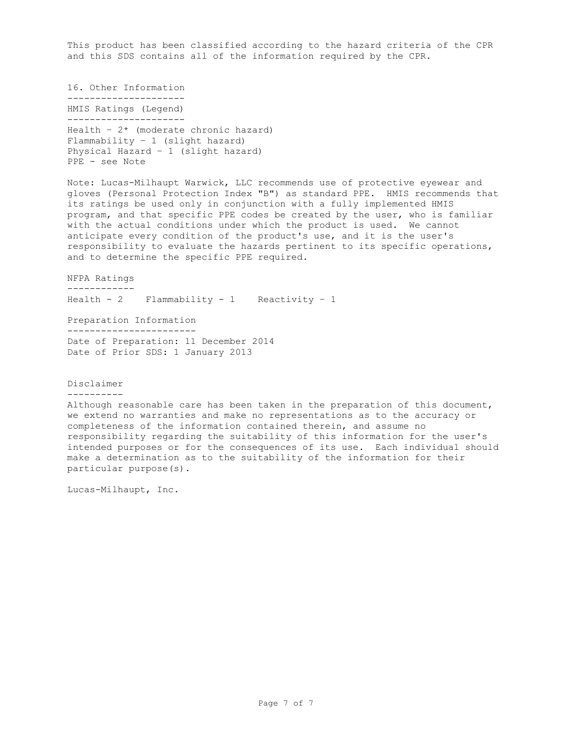This product has been classified according to the hazard criteria of the CPR and this SDS contains all of the information required by the CPR.

## 16. Other Information

### HMIS Ratings (Legend)

Health – 2* (moderate chronic hazard)
Flammability – 1 (slight hazard)
Physical Hazard – 1 (slight hazard)
PPE - see Note

Note: Lucas-Milhaupt Warwick, LLC recommends use of protective eyewear and gloves (Personal Protection Index "B") as standard PPE. HMIS recommends that its ratings be used only in conjunction with a fully implemented HMIS program, and that specific PPE codes be created by the user, who is familiar with the actual conditions under which the product is used. We cannot anticipate every condition of the product's use, and it is the user's responsibility to evaluate the hazards pertinent to its specific operations, and to determine the specific PPE required.

### NFPA Ratings

Health - 2    Flammability - 1    Reactivity – 1

### Preparation Information

Date of Preparation: 11 December 2014
Date of Prior SDS: 1 January 2013

### Disclaimer

Although reasonable care has been taken in the preparation of this document, we extend no warranties and make no representations as to the accuracy or completeness of the information contained therein, and assume no responsibility regarding the suitability of this information for the user's intended purposes or for the consequences of its use. Each individual should make a determination as to the suitability of the information for their particular purpose(s).

Lucas-Milhaupt, Inc.